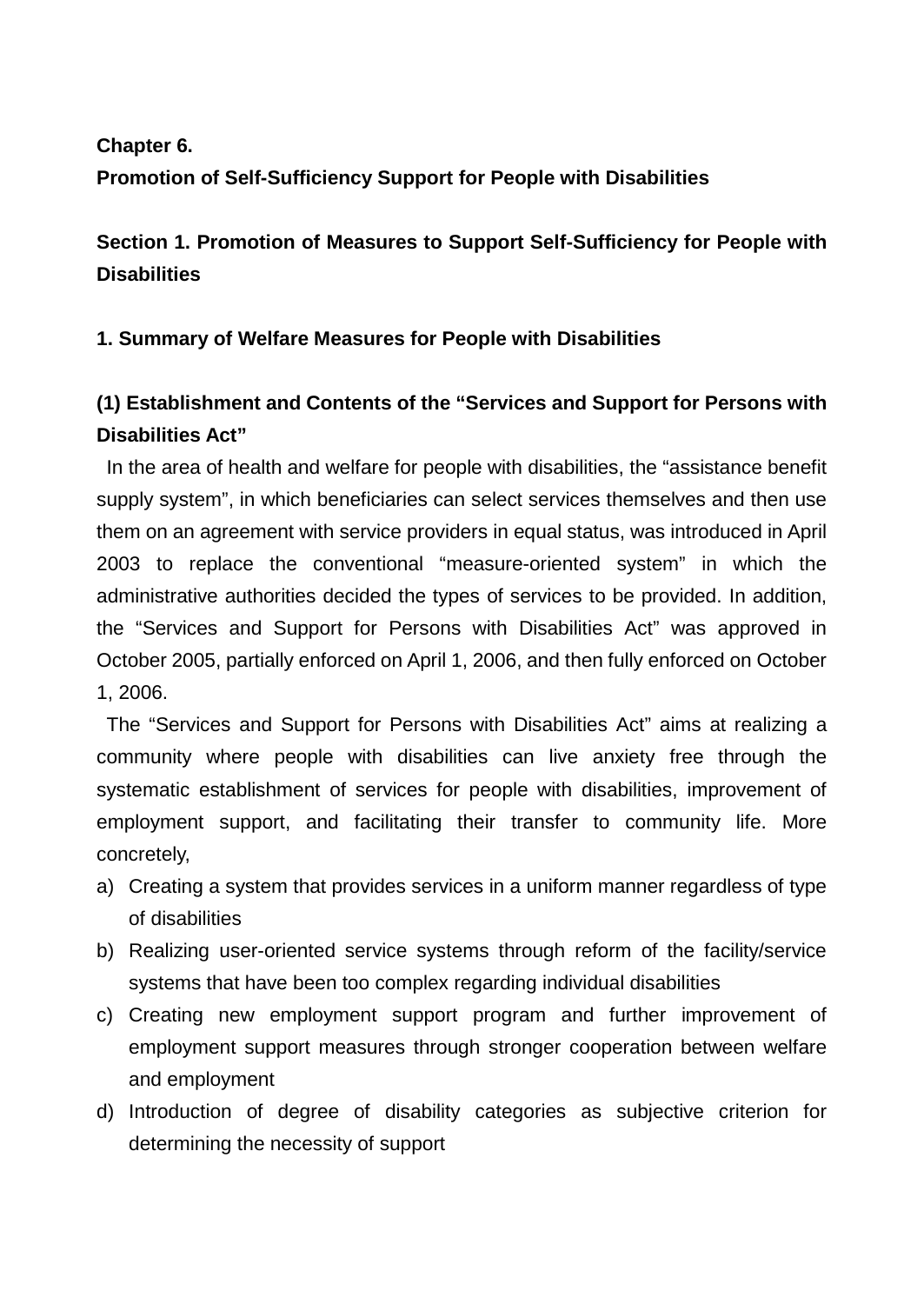# Chapter 6.
# Promotion of Self-Sufficiency Support for People with Disabilities

## Section 1. Promotion of Measures to Support Self-Sufficiency for People with Disabilities

### 1. Summary of Welfare Measures for People with Disabilities

#### (1) Establishment and Contents of the "Services and Support for Persons with Disabilities Act"

In the area of health and welfare for people with disabilities, the "assistance benefit supply system", in which beneficiaries can select services themselves and then use them on an agreement with service providers in equal status, was introduced in April 2003 to replace the conventional "measure-oriented system" in which the administrative authorities decided the types of services to be provided. In addition, the "Services and Support for Persons with Disabilities Act" was approved in October 2005, partially enforced on April 1, 2006, and then fully enforced on October 1, 2006.

The "Services and Support for Persons with Disabilities Act" aims at realizing a community where people with disabilities can live anxiety free through the systematic establishment of services for people with disabilities, improvement of employment support, and facilitating their transfer to community life. More concretely,

a) Creating a system that provides services in a uniform manner regardless of type of disabilities
b) Realizing user-oriented service systems through reform of the facility/service systems that have been too complex regarding individual disabilities
c) Creating new employment support program and further improvement of employment support measures through stronger cooperation between welfare and employment
d) Introduction of degree of disability categories as subjective criterion for determining the necessity of support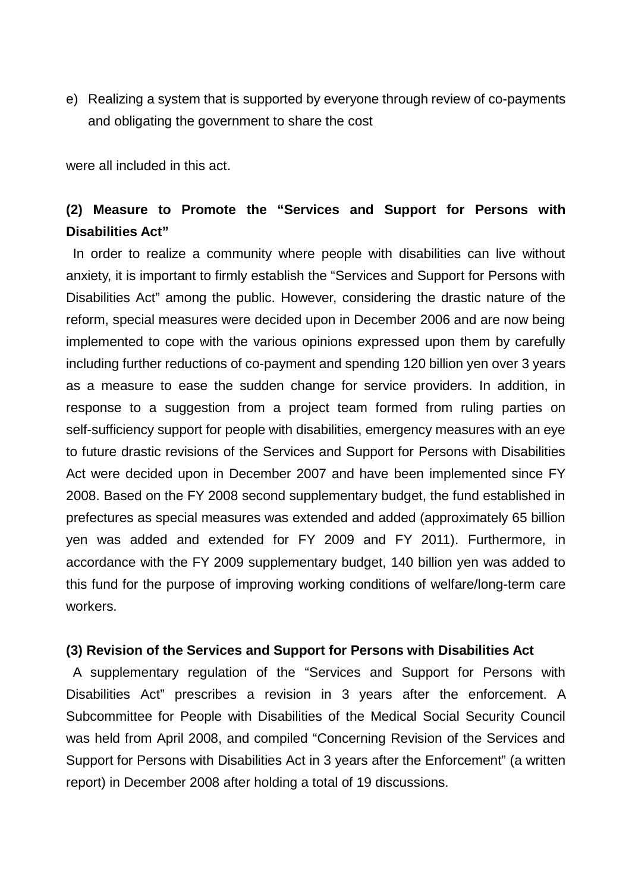e) Realizing a system that is supported by everyone through review of co-payments and obligating the government to share the cost

were all included in this act.

### (2) Measure to Promote the "Services and Support for Persons with Disabilities Act"

In order to realize a community where people with disabilities can live without anxiety, it is important to firmly establish the "Services and Support for Persons with Disabilities Act" among the public. However, considering the drastic nature of the reform, special measures were decided upon in December 2006 and are now being implemented to cope with the various opinions expressed upon them by carefully including further reductions of co-payment and spending 120 billion yen over 3 years as a measure to ease the sudden change for service providers. In addition, in response to a suggestion from a project team formed from ruling parties on self-sufficiency support for people with disabilities, emergency measures with an eye to future drastic revisions of the Services and Support for Persons with Disabilities Act were decided upon in December 2007 and have been implemented since FY 2008. Based on the FY 2008 second supplementary budget, the fund established in prefectures as special measures was extended and added (approximately 65 billion yen was added and extended for FY 2009 and FY 2011). Furthermore, in accordance with the FY 2009 supplementary budget, 140 billion yen was added to this fund for the purpose of improving working conditions of welfare/long-term care workers.

### (3) Revision of the Services and Support for Persons with Disabilities Act

A supplementary regulation of the "Services and Support for Persons with Disabilities Act" prescribes a revision in 3 years after the enforcement. A Subcommittee for People with Disabilities of the Medical Social Security Council was held from April 2008, and compiled "Concerning Revision of the Services and Support for Persons with Disabilities Act in 3 years after the Enforcement" (a written report) in December 2008 after holding a total of 19 discussions.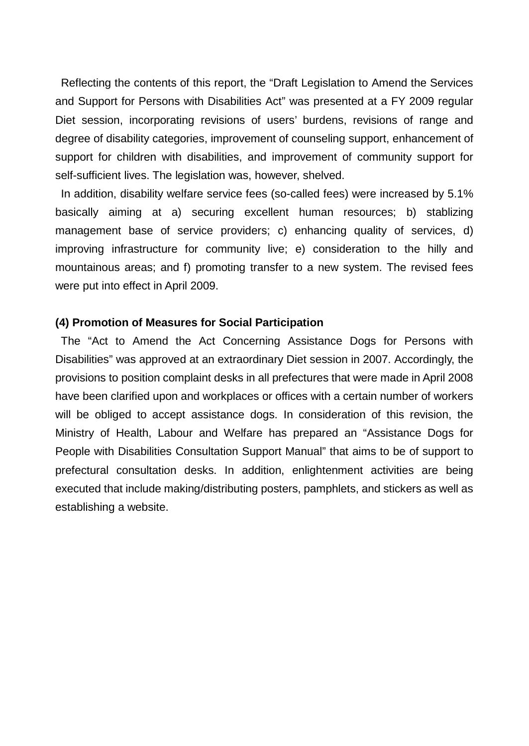Reflecting the contents of this report, the “Draft Legislation to Amend the Services and Support for Persons with Disabilities Act” was presented at a FY 2009 regular Diet session, incorporating revisions of users’ burdens, revisions of range and degree of disability categories, improvement of counseling support, enhancement of support for children with disabilities, and improvement of community support for self-sufficient lives. The legislation was, however, shelved.

In addition, disability welfare service fees (so-called fees) were increased by 5.1% basically aiming at a) securing excellent human resources; b) stablizing management base of service providers; c) enhancing quality of services, d) improving infrastructure for community live; e) consideration to the hilly and mountainous areas; and f) promoting transfer to a new system. The revised fees were put into effect in April 2009.

**(4) Promotion of Measures for Social Participation**

The “Act to Amend the Act Concerning Assistance Dogs for Persons with Disabilities” was approved at an extraordinary Diet session in 2007. Accordingly, the provisions to position complaint desks in all prefectures that were made in April 2008 have been clarified upon and workplaces or offices with a certain number of workers will be obliged to accept assistance dogs. In consideration of this revision, the Ministry of Health, Labour and Welfare has prepared an “Assistance Dogs for People with Disabilities Consultation Support Manual” that aims to be of support to prefectural consultation desks. In addition, enlightenment activities are being executed that include making/distributing posters, pamphlets, and stickers as well as establishing a website.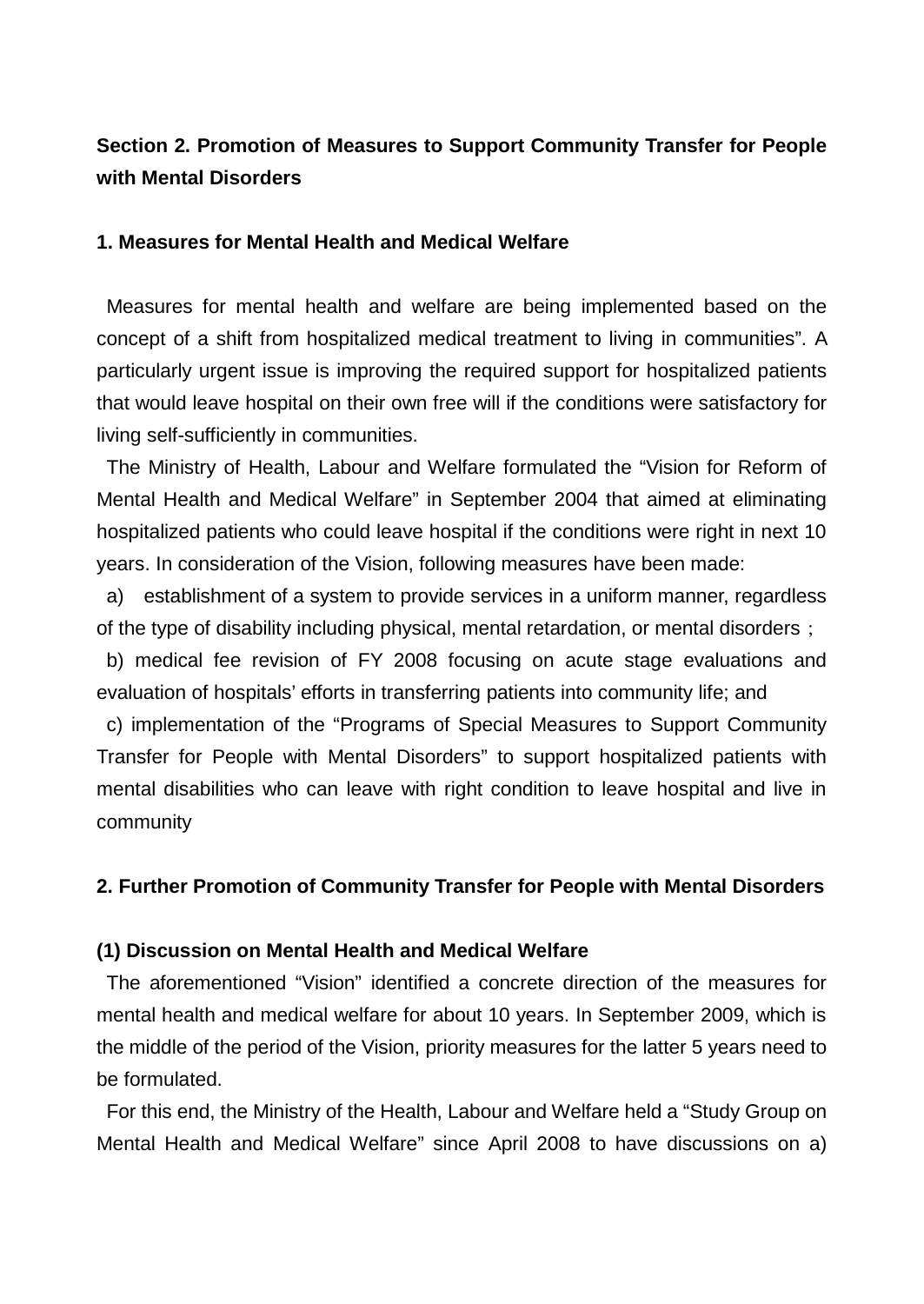**Section 2. Promotion of Measures to Support Community Transfer for People with Mental Disorders**

**1. Measures for Mental Health and Medical Welfare**

Measures for mental health and welfare are being implemented based on the concept of a shift from hospitalized medical treatment to living in communities". A particularly urgent issue is improving the required support for hospitalized patients that would leave hospital on their own free will if the conditions were satisfactory for living self-sufficiently in communities.

The Ministry of Health, Labour and Welfare formulated the "Vision for Reform of Mental Health and Medical Welfare" in September 2004 that aimed at eliminating hospitalized patients who could leave hospital if the conditions were right in next 10 years. In consideration of the Vision, following measures have been made:

a) establishment of a system to provide services in a uniform manner, regardless of the type of disability including physical, mental retardation, or mental disorders；

b) medical fee revision of FY 2008 focusing on acute stage evaluations and evaluation of hospitals' efforts in transferring patients into community life; and

c) implementation of the "Programs of Special Measures to Support Community Transfer for People with Mental Disorders" to support hospitalized patients with mental disabilities who can leave with right condition to leave hospital and live in community

**2. Further Promotion of Community Transfer for People with Mental Disorders**

**(1) Discussion on Mental Health and Medical Welfare**

The aforementioned "Vision" identified a concrete direction of the measures for mental health and medical welfare for about 10 years. In September 2009, which is the middle of the period of the Vision, priority measures for the latter 5 years need to be formulated.

For this end, the Ministry of the Health, Labour and Welfare held a "Study Group on Mental Health and Medical Welfare" since April 2008 to have discussions on a)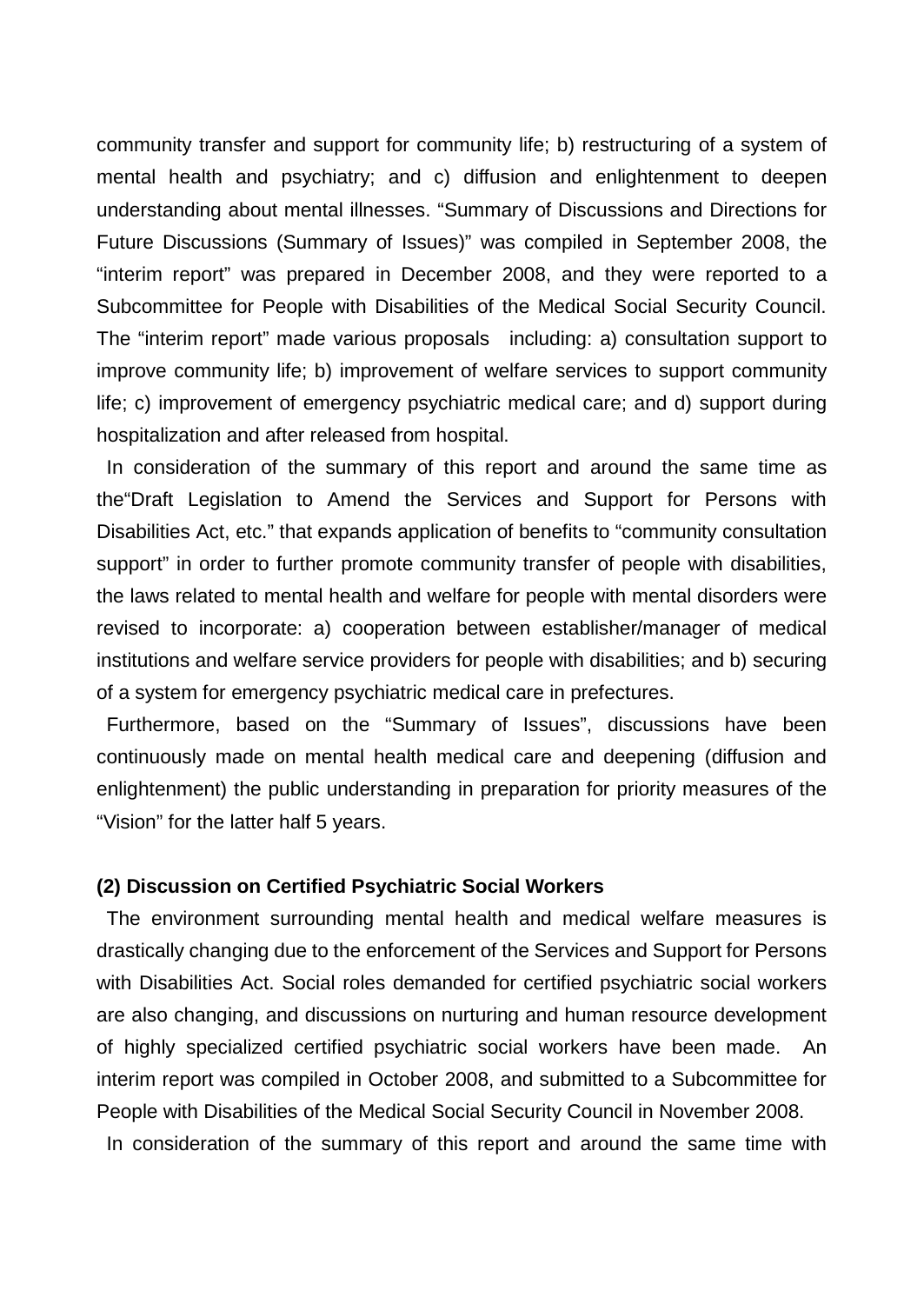community transfer and support for community life; b) restructuring of a system of mental health and psychiatry; and c) diffusion and enlightenment to deepen understanding about mental illnesses. “Summary of Discussions and Directions for Future Discussions (Summary of Issues)” was compiled in September 2008, the “interim report” was prepared in December 2008, and they were reported to a Subcommittee for People with Disabilities of the Medical Social Security Council. The “interim report” made various proposals including: a) consultation support to improve community life; b) improvement of welfare services to support community life; c) improvement of emergency psychiatric medical care; and d) support during hospitalization and after released from hospital.

In consideration of the summary of this report and around the same time as the“Draft Legislation to Amend the Services and Support for Persons with Disabilities Act, etc.” that expands application of benefits to “community consultation support” in order to further promote community transfer of people with disabilities, the laws related to mental health and welfare for people with mental disorders were revised to incorporate: a) cooperation between establisher/manager of medical institutions and welfare service providers for people with disabilities; and b) securing of a system for emergency psychiatric medical care in prefectures.

Furthermore, based on the “Summary of Issues”, discussions have been continuously made on mental health medical care and deepening (diffusion and enlightenment) the public understanding in preparation for priority measures of the “Vision” for the latter half 5 years.

**(2) Discussion on Certified Psychiatric Social Workers**

The environment surrounding mental health and medical welfare measures is drastically changing due to the enforcement of the Services and Support for Persons with Disabilities Act. Social roles demanded for certified psychiatric social workers are also changing, and discussions on nurturing and human resource development of highly specialized certified psychiatric social workers have been made. An interim report was compiled in October 2008, and submitted to a Subcommittee for People with Disabilities of the Medical Social Security Council in November 2008.

In consideration of the summary of this report and around the same time with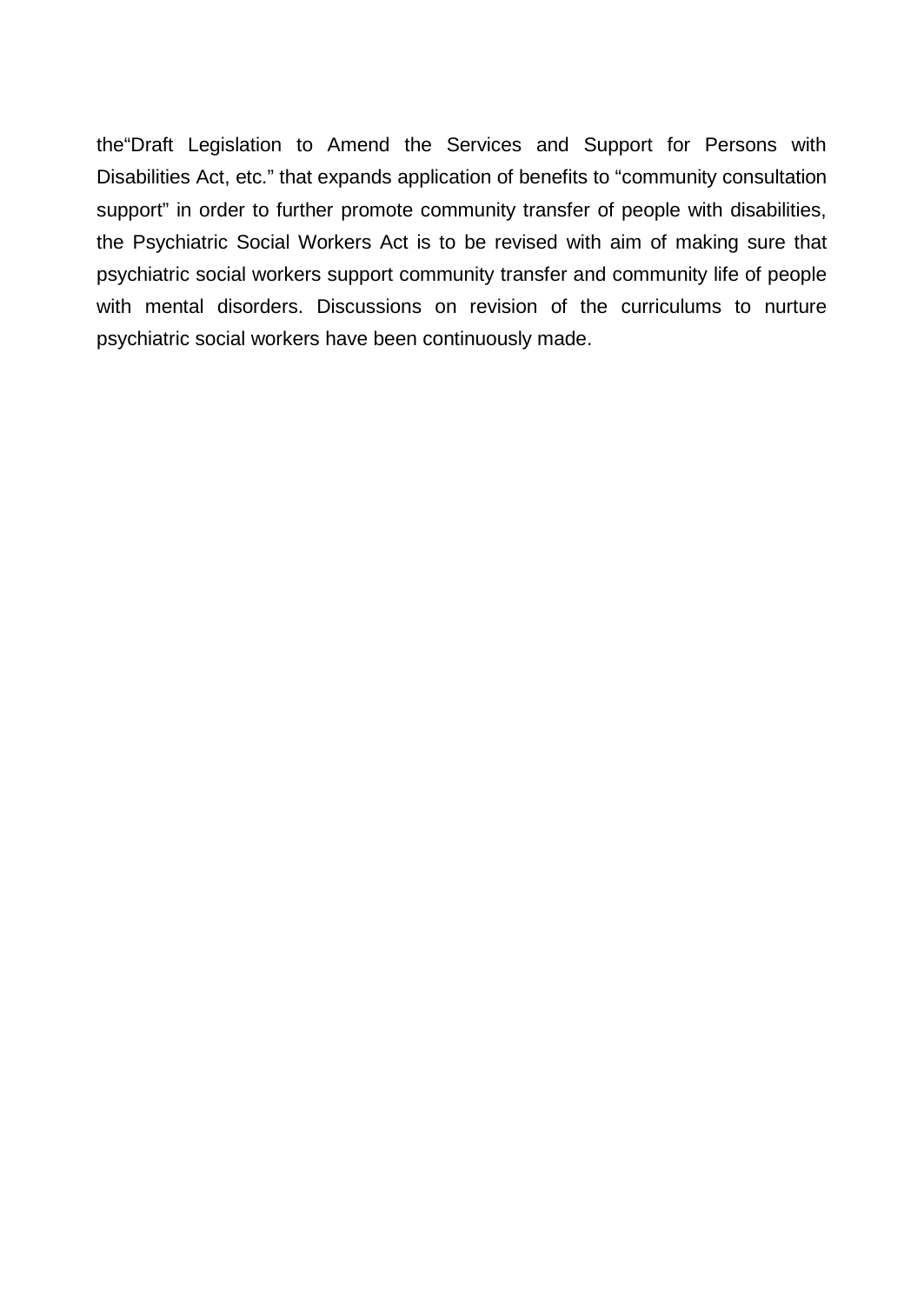the“Draft Legislation to Amend the Services and Support for Persons with Disabilities Act, etc.” that expands application of benefits to “community consultation support” in order to further promote community transfer of people with disabilities, the Psychiatric Social Workers Act is to be revised with aim of making sure that psychiatric social workers support community transfer and community life of people with mental disorders. Discussions on revision of the curriculums to nurture psychiatric social workers have been continuously made.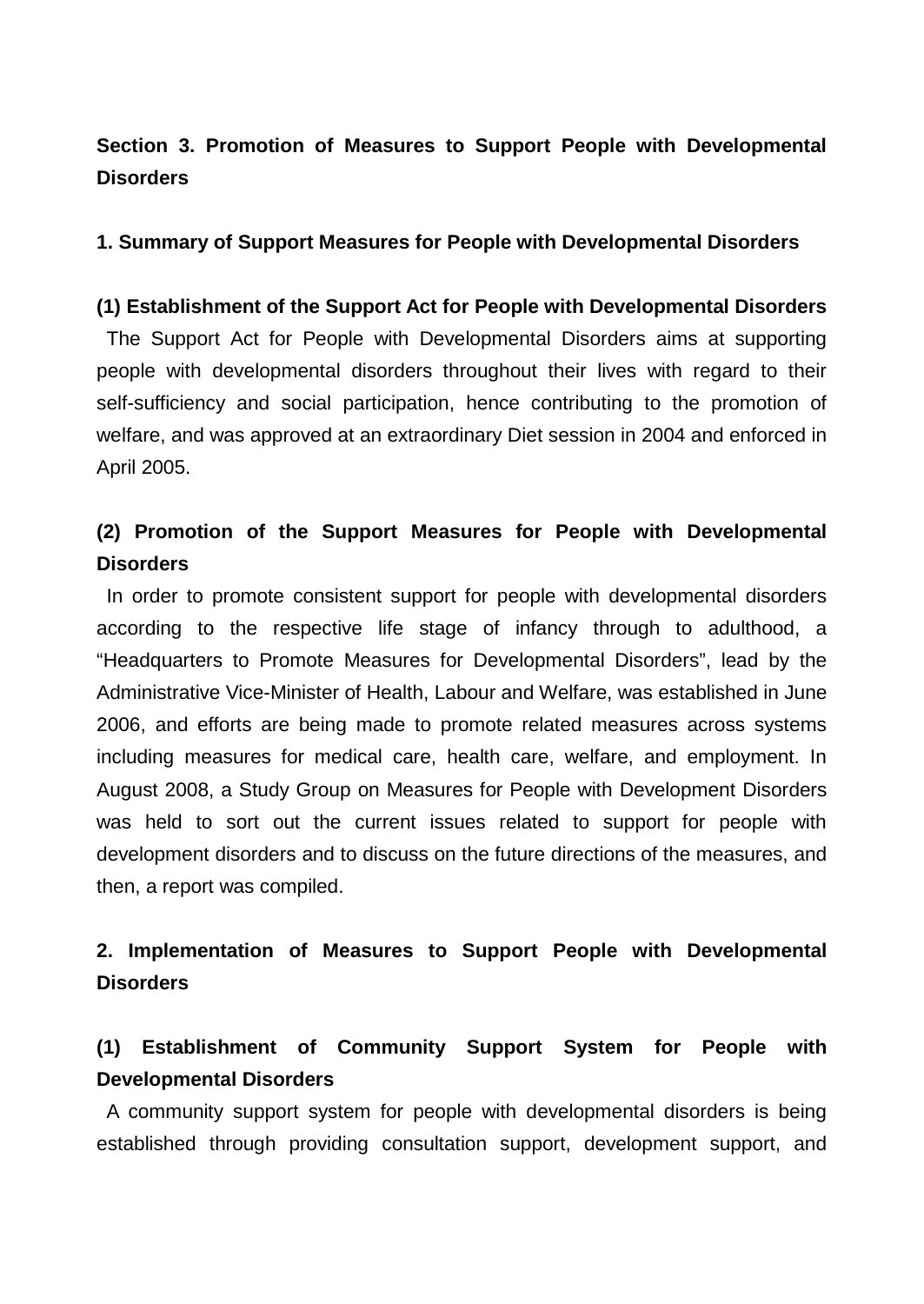## Section 3. Promotion of Measures to Support People with Developmental Disorders

### 1. Summary of Support Measures for People with Developmental Disorders

#### (1) Establishment of the Support Act for People with Developmental Disorders

The Support Act for People with Developmental Disorders aims at supporting people with developmental disorders throughout their lives with regard to their self-sufficiency and social participation, hence contributing to the promotion of welfare, and was approved at an extraordinary Diet session in 2004 and enforced in April 2005.

#### (2) Promotion of the Support Measures for People with Developmental Disorders

In order to promote consistent support for people with developmental disorders according to the respective life stage of infancy through to adulthood, a “Headquarters to Promote Measures for Developmental Disorders”, lead by the Administrative Vice-Minister of Health, Labour and Welfare, was established in June 2006, and efforts are being made to promote related measures across systems including measures for medical care, health care, welfare, and employment. In August 2008, a Study Group on Measures for People with Development Disorders was held to sort out the current issues related to support for people with development disorders and to discuss on the future directions of the measures, and then, a report was compiled.

### 2. Implementation of Measures to Support People with Developmental Disorders

#### (1) Establishment of Community Support System for People with Developmental Disorders

A community support system for people with developmental disorders is being established through providing consultation support, development support, and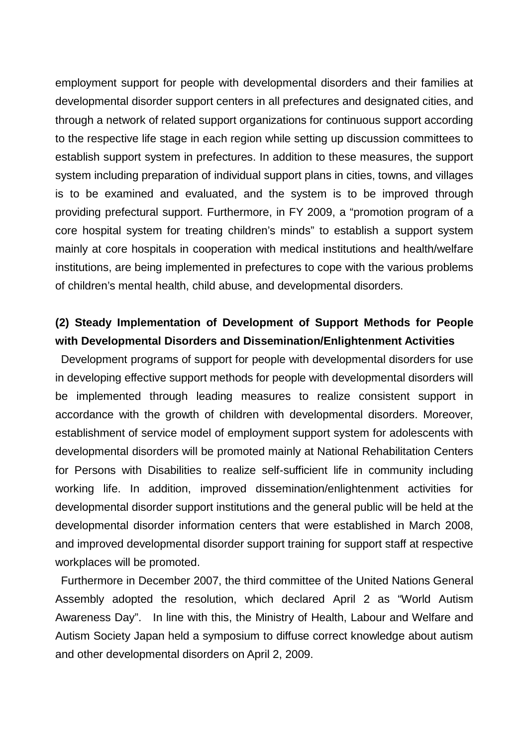employment support for people with developmental disorders and their families at developmental disorder support centers in all prefectures and designated cities, and through a network of related support organizations for continuous support according to the respective life stage in each region while setting up discussion committees to establish support system in prefectures. In addition to these measures, the support system including preparation of individual support plans in cities, towns, and villages is to be examined and evaluated, and the system is to be improved through providing prefectural support. Furthermore, in FY 2009, a "promotion program of a core hospital system for treating children's minds" to establish a support system mainly at core hospitals in cooperation with medical institutions and health/welfare institutions, are being implemented in prefectures to cope with the various problems of children's mental health, child abuse, and developmental disorders.

**(2) Steady Implementation of Development of Support Methods for People with Developmental Disorders and Dissemination/Enlightenment Activities**

Development programs of support for people with developmental disorders for use in developing effective support methods for people with developmental disorders will be implemented through leading measures to realize consistent support in accordance with the growth of children with developmental disorders. Moreover, establishment of service model of employment support system for adolescents with developmental disorders will be promoted mainly at National Rehabilitation Centers for Persons with Disabilities to realize self-sufficient life in community including working life. In addition, improved dissemination/enlightenment activities for developmental disorder support institutions and the general public will be held at the developmental disorder information centers that were established in March 2008, and improved developmental disorder support training for support staff at respective workplaces will be promoted.

Furthermore in December 2007, the third committee of the United Nations General Assembly adopted the resolution, which declared April 2 as "World Autism Awareness Day". In line with this, the Ministry of Health, Labour and Welfare and Autism Society Japan held a symposium to diffuse correct knowledge about autism and other developmental disorders on April 2, 2009.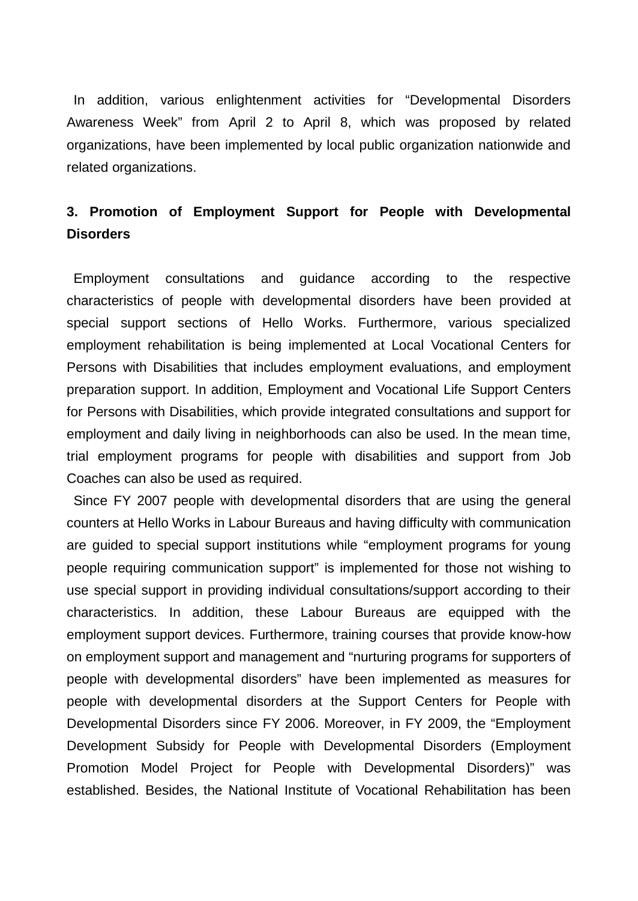In addition, various enlightenment activities for "Developmental Disorders Awareness Week" from April 2 to April 8, which was proposed by related organizations, have been implemented by local public organization nationwide and related organizations.

### 3. Promotion of Employment Support for People with Developmental Disorders

Employment consultations and guidance according to the respective characteristics of people with developmental disorders have been provided at special support sections of Hello Works. Furthermore, various specialized employment rehabilitation is being implemented at Local Vocational Centers for Persons with Disabilities that includes employment evaluations, and employment preparation support. In addition, Employment and Vocational Life Support Centers for Persons with Disabilities, which provide integrated consultations and support for employment and daily living in neighborhoods can also be used. In the mean time, trial employment programs for people with disabilities and support from Job Coaches can also be used as required.

Since FY 2007 people with developmental disorders that are using the general counters at Hello Works in Labour Bureaus and having difficulty with communication are guided to special support institutions while "employment programs for young people requiring communication support" is implemented for those not wishing to use special support in providing individual consultations/support according to their characteristics. In addition, these Labour Bureaus are equipped with the employment support devices. Furthermore, training courses that provide know-how on employment support and management and "nurturing programs for supporters of people with developmental disorders" have been implemented as measures for people with developmental disorders at the Support Centers for People with Developmental Disorders since FY 2006. Moreover, in FY 2009, the "Employment Development Subsidy for People with Developmental Disorders (Employment Promotion Model Project for People with Developmental Disorders)" was established. Besides, the National Institute of Vocational Rehabilitation has been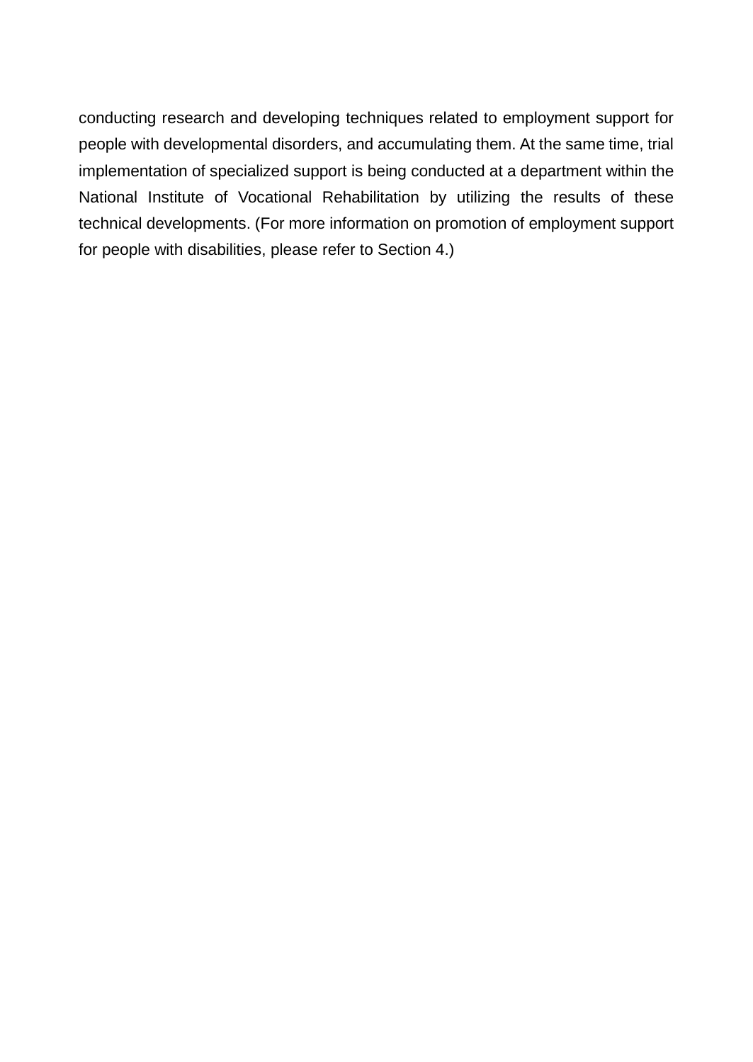conducting research and developing techniques related to employment support for people with developmental disorders, and accumulating them. At the same time, trial implementation of specialized support is being conducted at a department within the National Institute of Vocational Rehabilitation by utilizing the results of these technical developments. (For more information on promotion of employment support for people with disabilities, please refer to Section 4.)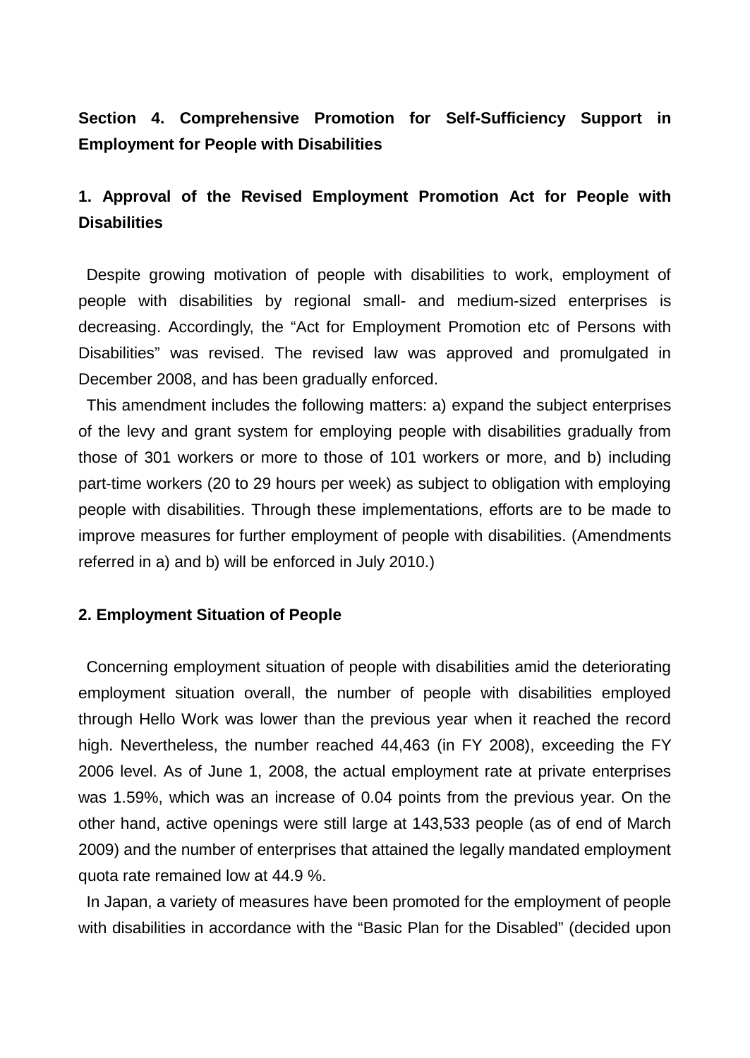## Section 4. Comprehensive Promotion for Self-Sufficiency Support in Employment for People with Disabilities

### 1. Approval of the Revised Employment Promotion Act for People with Disabilities

Despite growing motivation of people with disabilities to work, employment of people with disabilities by regional small- and medium-sized enterprises is decreasing. Accordingly, the "Act for Employment Promotion etc of Persons with Disabilities" was revised. The revised law was approved and promulgated in December 2008, and has been gradually enforced.

This amendment includes the following matters: a) expand the subject enterprises of the levy and grant system for employing people with disabilities gradually from those of 301 workers or more to those of 101 workers or more, and b) including part-time workers (20 to 29 hours per week) as subject to obligation with employing people with disabilities. Through these implementations, efforts are to be made to improve measures for further employment of people with disabilities. (Amendments referred in a) and b) will be enforced in July 2010.)

### 2. Employment Situation of People

Concerning employment situation of people with disabilities amid the deteriorating employment situation overall, the number of people with disabilities employed through Hello Work was lower than the previous year when it reached the record high. Nevertheless, the number reached 44,463 (in FY 2008), exceeding the FY 2006 level. As of June 1, 2008, the actual employment rate at private enterprises was 1.59%, which was an increase of 0.04 points from the previous year. On the other hand, active openings were still large at 143,533 people (as of end of March 2009) and the number of enterprises that attained the legally mandated employment quota rate remained low at 44.9 %.

In Japan, a variety of measures have been promoted for the employment of people with disabilities in accordance with the "Basic Plan for the Disabled" (decided upon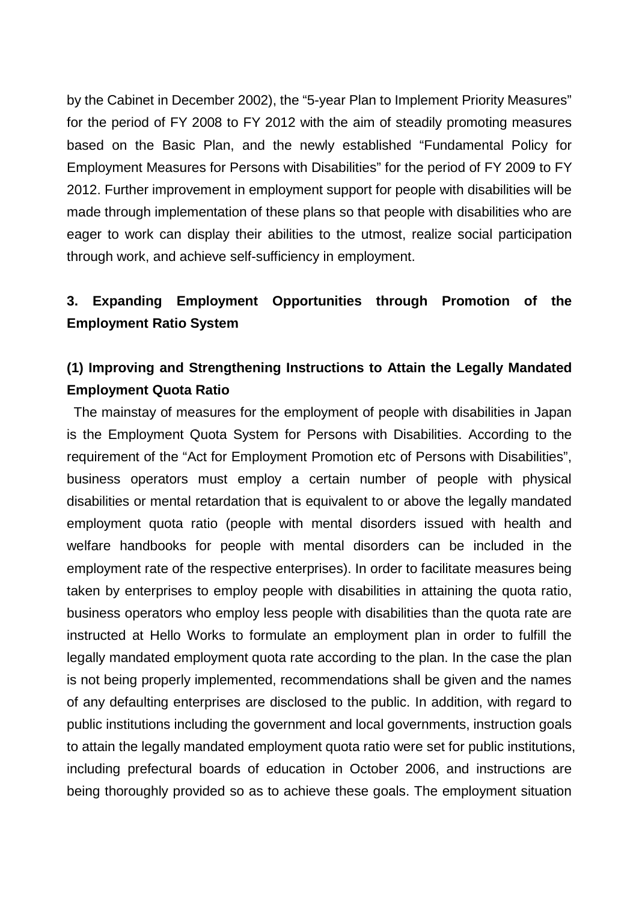by the Cabinet in December 2002), the “5-year Plan to Implement Priority Measures” for the period of FY 2008 to FY 2012 with the aim of steadily promoting measures based on the Basic Plan, and the newly established “Fundamental Policy for Employment Measures for Persons with Disabilities” for the period of FY 2009 to FY 2012. Further improvement in employment support for people with disabilities will be made through implementation of these plans so that people with disabilities who are eager to work can display their abilities to the utmost, realize social participation through work, and achieve self-sufficiency in employment.

## 3. Expanding Employment Opportunities through Promotion of the Employment Ratio System

### (1) Improving and Strengthening Instructions to Attain the Legally Mandated Employment Quota Ratio

The mainstay of measures for the employment of people with disabilities in Japan is the Employment Quota System for Persons with Disabilities. According to the requirement of the “Act for Employment Promotion etc of Persons with Disabilities”, business operators must employ a certain number of people with physical disabilities or mental retardation that is equivalent to or above the legally mandated employment quota ratio (people with mental disorders issued with health and welfare handbooks for people with mental disorders can be included in the employment rate of the respective enterprises). In order to facilitate measures being taken by enterprises to employ people with disabilities in attaining the quota ratio, business operators who employ less people with disabilities than the quota rate are instructed at Hello Works to formulate an employment plan in order to fulfill the legally mandated employment quota rate according to the plan. In the case the plan is not being properly implemented, recommendations shall be given and the names of any defaulting enterprises are disclosed to the public. In addition, with regard to public institutions including the government and local governments, instruction goals to attain the legally mandated employment quota ratio were set for public institutions, including prefectural boards of education in October 2006, and instructions are being thoroughly provided so as to achieve these goals. The employment situation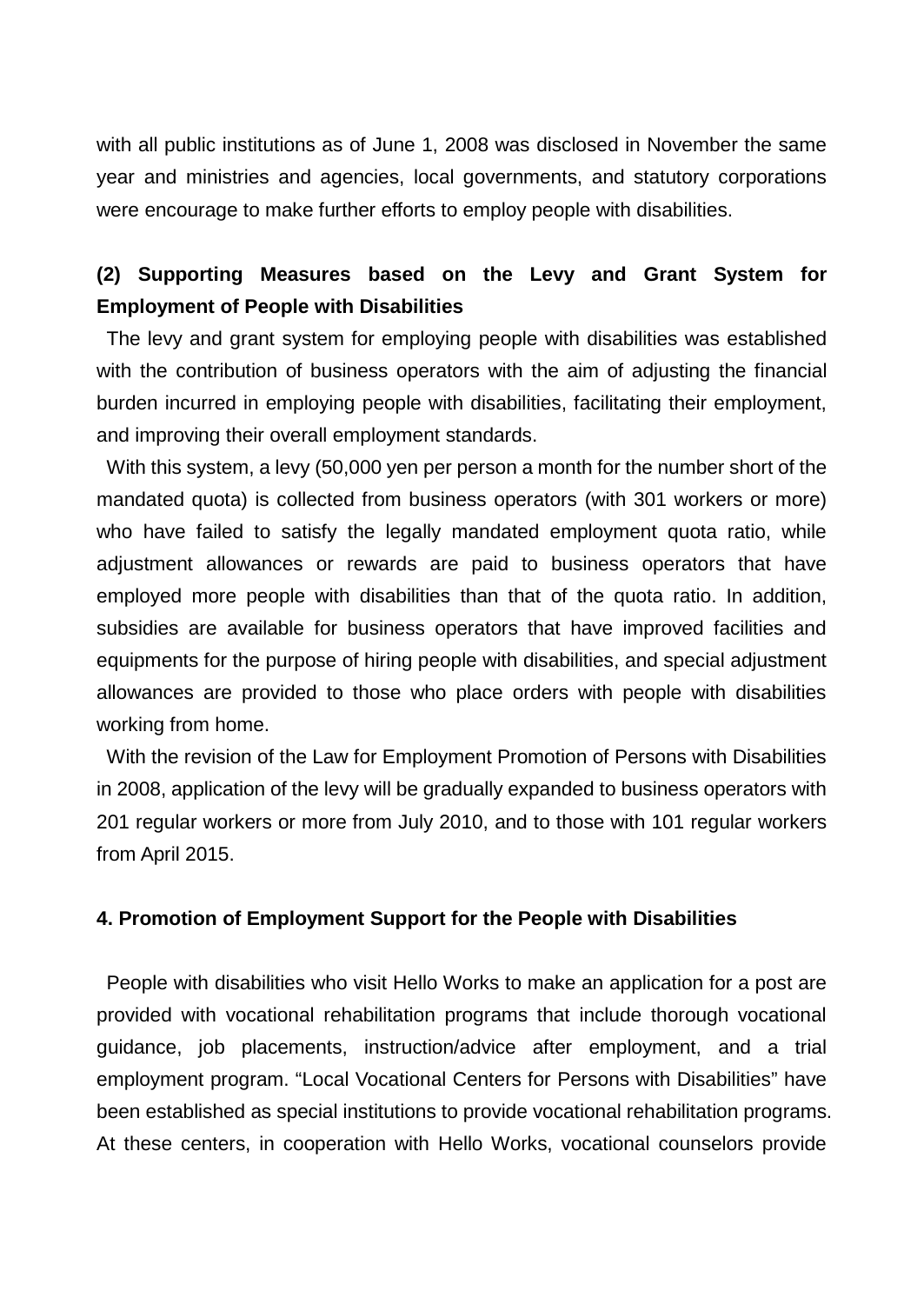with all public institutions as of June 1, 2008 was disclosed in November the same year and ministries and agencies, local governments, and statutory corporations were encourage to make further efforts to employ people with disabilities.

### (2) Supporting Measures based on the Levy and Grant System for Employment of People with Disabilities

The levy and grant system for employing people with disabilities was established with the contribution of business operators with the aim of adjusting the financial burden incurred in employing people with disabilities, facilitating their employment, and improving their overall employment standards.

With this system, a levy (50,000 yen per person a month for the number short of the mandated quota) is collected from business operators (with 301 workers or more) who have failed to satisfy the legally mandated employment quota ratio, while adjustment allowances or rewards are paid to business operators that have employed more people with disabilities than that of the quota ratio. In addition, subsidies are available for business operators that have improved facilities and equipments for the purpose of hiring people with disabilities, and special adjustment allowances are provided to those who place orders with people with disabilities working from home.

With the revision of the Law for Employment Promotion of Persons with Disabilities in 2008, application of the levy will be gradually expanded to business operators with 201 regular workers or more from July 2010, and to those with 101 regular workers from April 2015.

## 4. Promotion of Employment Support for the People with Disabilities

People with disabilities who visit Hello Works to make an application for a post are provided with vocational rehabilitation programs that include thorough vocational guidance, job placements, instruction/advice after employment, and a trial employment program. "Local Vocational Centers for Persons with Disabilities" have been established as special institutions to provide vocational rehabilitation programs. At these centers, in cooperation with Hello Works, vocational counselors provide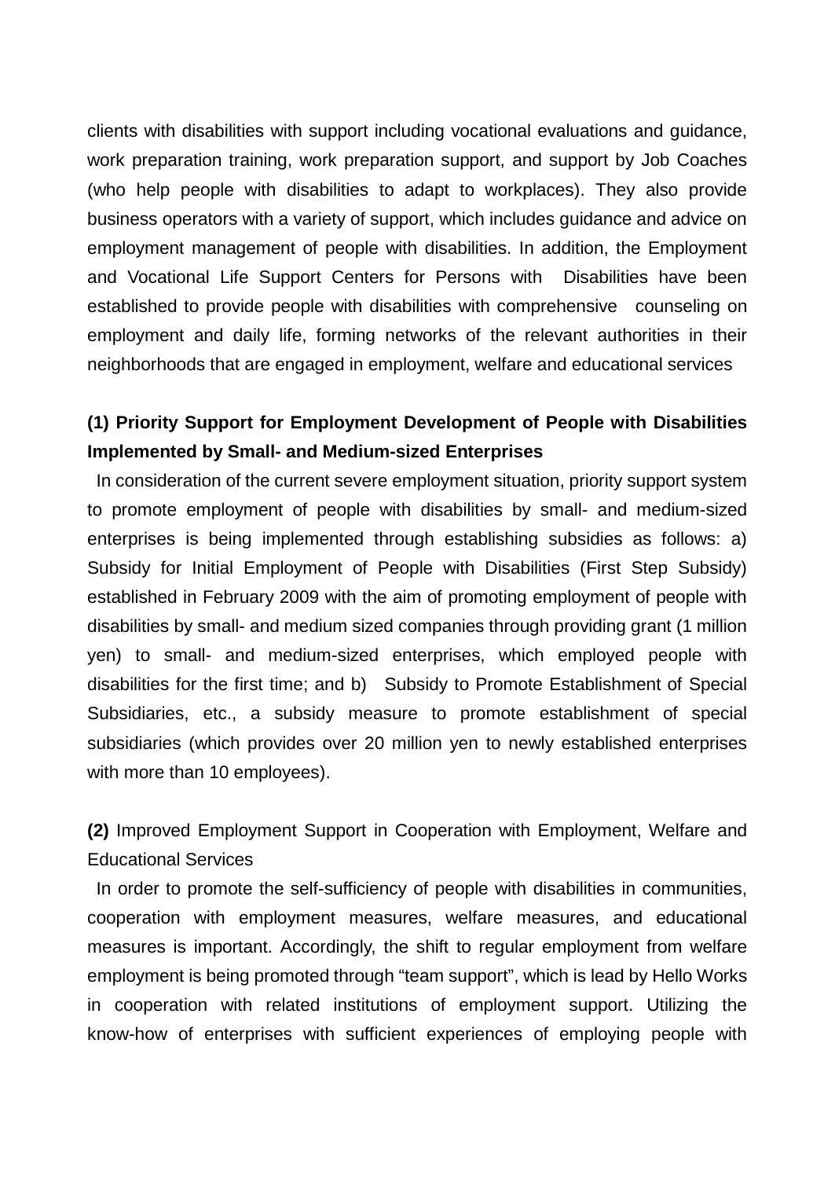clients with disabilities with support including vocational evaluations and guidance, work preparation training, work preparation support, and support by Job Coaches (who help people with disabilities to adapt to workplaces). They also provide business operators with a variety of support, which includes guidance and advice on employment management of people with disabilities. In addition, the Employment and Vocational Life Support Centers for Persons with Disabilities have been established to provide people with disabilities with comprehensive counseling on employment and daily life, forming networks of the relevant authorities in their neighborhoods that are engaged in employment, welfare and educational services

**(1) Priority Support for Employment Development of People with Disabilities Implemented by Small- and Medium-sized Enterprises**

In consideration of the current severe employment situation, priority support system to promote employment of people with disabilities by small- and medium-sized enterprises is being implemented through establishing subsidies as follows: a) Subsidy for Initial Employment of People with Disabilities (First Step Subsidy) established in February 2009 with the aim of promoting employment of people with disabilities by small- and medium sized companies through providing grant (1 million yen) to small- and medium-sized enterprises, which employed people with disabilities for the first time; and b) Subsidy to Promote Establishment of Special Subsidiaries, etc., a subsidy measure to promote establishment of special subsidiaries (which provides over 20 million yen to newly established enterprises with more than 10 employees).

**(2)** Improved Employment Support in Cooperation with Employment, Welfare and Educational Services

In order to promote the self-sufficiency of people with disabilities in communities, cooperation with employment measures, welfare measures, and educational measures is important. Accordingly, the shift to regular employment from welfare employment is being promoted through "team support", which is lead by Hello Works in cooperation with related institutions of employment support. Utilizing the know-how of enterprises with sufficient experiences of employing people with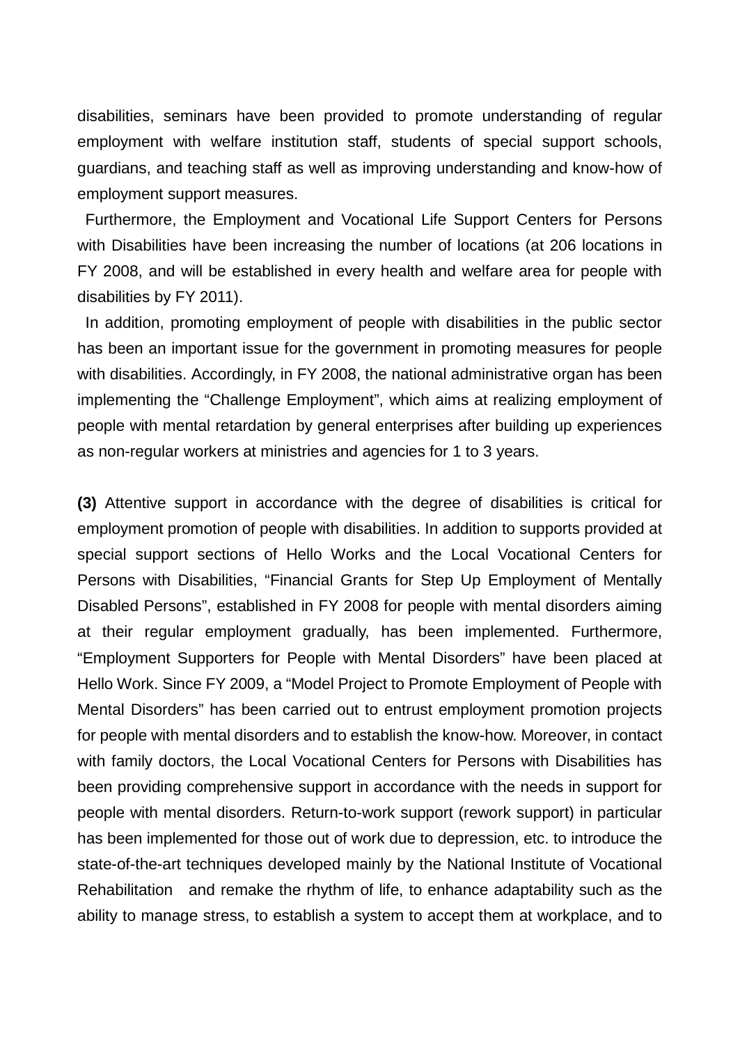disabilities, seminars have been provided to promote understanding of regular employment with welfare institution staff, students of special support schools, guardians, and teaching staff as well as improving understanding and know-how of employment support measures.

Furthermore, the Employment and Vocational Life Support Centers for Persons with Disabilities have been increasing the number of locations (at 206 locations in FY 2008, and will be established in every health and welfare area for people with disabilities by FY 2011).

In addition, promoting employment of people with disabilities in the public sector has been an important issue for the government in promoting measures for people with disabilities. Accordingly, in FY 2008, the national administrative organ has been implementing the “Challenge Employment”, which aims at realizing employment of people with mental retardation by general enterprises after building up experiences as non-regular workers at ministries and agencies for 1 to 3 years.

**(3)** Attentive support in accordance with the degree of disabilities is critical for employment promotion of people with disabilities. In addition to supports provided at special support sections of Hello Works and the Local Vocational Centers for Persons with Disabilities, “Financial Grants for Step Up Employment of Mentally Disabled Persons”, established in FY 2008 for people with mental disorders aiming at their regular employment gradually, has been implemented. Furthermore, “Employment Supporters for People with Mental Disorders” have been placed at Hello Work. Since FY 2009, a “Model Project to Promote Employment of People with Mental Disorders” has been carried out to entrust employment promotion projects for people with mental disorders and to establish the know-how. Moreover, in contact with family doctors, the Local Vocational Centers for Persons with Disabilities has been providing comprehensive support in accordance with the needs in support for people with mental disorders. Return-to-work support (rework support) in particular has been implemented for those out of work due to depression, etc. to introduce the state-of-the-art techniques developed mainly by the National Institute of Vocational Rehabilitation and remake the rhythm of life, to enhance adaptability such as the ability to manage stress, to establish a system to accept them at workplace, and to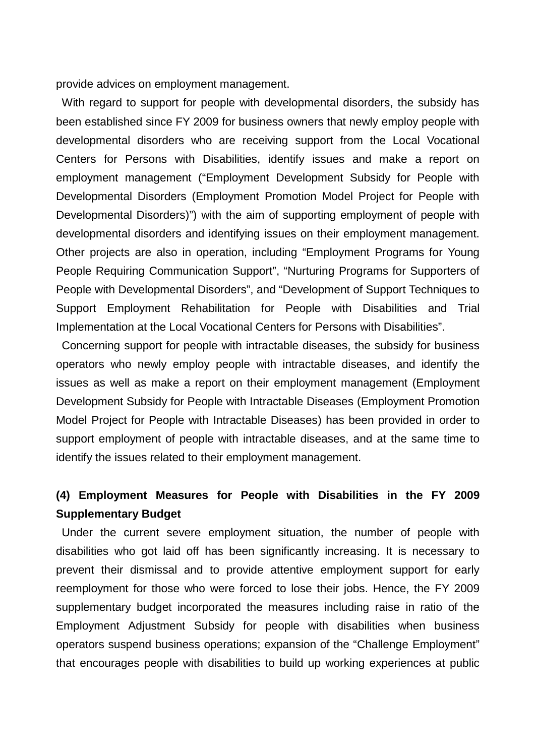provide advices on employment management.

With regard to support for people with developmental disorders, the subsidy has been established since FY 2009 for business owners that newly employ people with developmental disorders who are receiving support from the Local Vocational Centers for Persons with Disabilities, identify issues and make a report on employment management ("Employment Development Subsidy for People with Developmental Disorders (Employment Promotion Model Project for People with Developmental Disorders)") with the aim of supporting employment of people with developmental disorders and identifying issues on their employment management. Other projects are also in operation, including "Employment Programs for Young People Requiring Communication Support", "Nurturing Programs for Supporters of People with Developmental Disorders", and "Development of Support Techniques to Support Employment Rehabilitation for People with Disabilities and Trial Implementation at the Local Vocational Centers for Persons with Disabilities".

Concerning support for people with intractable diseases, the subsidy for business operators who newly employ people with intractable diseases, and identify the issues as well as make a report on their employment management (Employment Development Subsidy for People with Intractable Diseases (Employment Promotion Model Project for People with Intractable Diseases) has been provided in order to support employment of people with intractable diseases, and at the same time to identify the issues related to their employment management.

**(4) Employment Measures for People with Disabilities in the FY 2009 Supplementary Budget**

Under the current severe employment situation, the number of people with disabilities who got laid off has been significantly increasing. It is necessary to prevent their dismissal and to provide attentive employment support for early reemployment for those who were forced to lose their jobs. Hence, the FY 2009 supplementary budget incorporated the measures including raise in ratio of the Employment Adjustment Subsidy for people with disabilities when business operators suspend business operations; expansion of the "Challenge Employment" that encourages people with disabilities to build up working experiences at public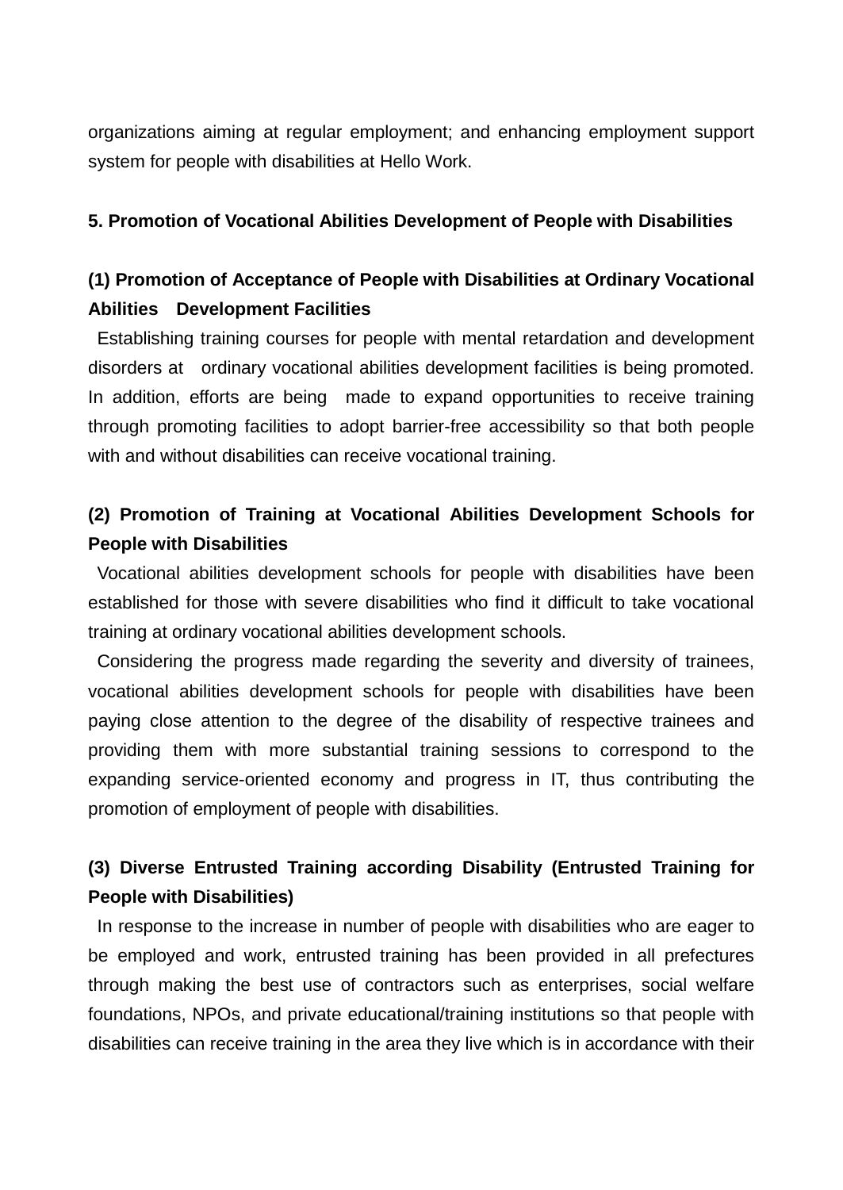organizations aiming at regular employment; and enhancing employment support system for people with disabilities at Hello Work.

### 5. Promotion of Vocational Abilities Development of People with Disabilities

#### (1) Promotion of Acceptance of People with Disabilities at Ordinary Vocational Abilities Development Facilities

Establishing training courses for people with mental retardation and development disorders at ordinary vocational abilities development facilities is being promoted. In addition, efforts are being made to expand opportunities to receive training through promoting facilities to adopt barrier-free accessibility so that both people with and without disabilities can receive vocational training.

#### (2) Promotion of Training at Vocational Abilities Development Schools for People with Disabilities

Vocational abilities development schools for people with disabilities have been established for those with severe disabilities who find it difficult to take vocational training at ordinary vocational abilities development schools.

Considering the progress made regarding the severity and diversity of trainees, vocational abilities development schools for people with disabilities have been paying close attention to the degree of the disability of respective trainees and providing them with more substantial training sessions to correspond to the expanding service-oriented economy and progress in IT, thus contributing the promotion of employment of people with disabilities.

#### (3) Diverse Entrusted Training according Disability (Entrusted Training for People with Disabilities)

In response to the increase in number of people with disabilities who are eager to be employed and work, entrusted training has been provided in all prefectures through making the best use of contractors such as enterprises, social welfare foundations, NPOs, and private educational/training institutions so that people with disabilities can receive training in the area they live which is in accordance with their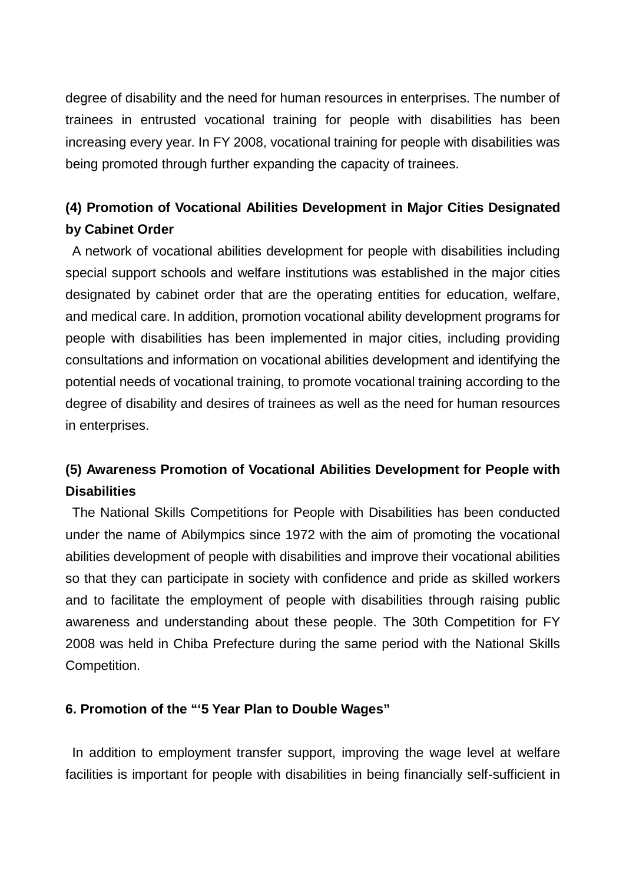degree of disability and the need for human resources in enterprises. The number of trainees in entrusted vocational training for people with disabilities has been increasing every year. In FY 2008, vocational training for people with disabilities was being promoted through further expanding the capacity of trainees.

### (4) Promotion of Vocational Abilities Development in Major Cities Designated by Cabinet Order

A network of vocational abilities development for people with disabilities including special support schools and welfare institutions was established in the major cities designated by cabinet order that are the operating entities for education, welfare, and medical care. In addition, promotion vocational ability development programs for people with disabilities has been implemented in major cities, including providing consultations and information on vocational abilities development and identifying the potential needs of vocational training, to promote vocational training according to the degree of disability and desires of trainees as well as the need for human resources in enterprises.

### (5) Awareness Promotion of Vocational Abilities Development for People with Disabilities

The National Skills Competitions for People with Disabilities has been conducted under the name of Abilympics since 1972 with the aim of promoting the vocational abilities development of people with disabilities and improve their vocational abilities so that they can participate in society with confidence and pride as skilled workers and to facilitate the employment of people with disabilities through raising public awareness and understanding about these people. The 30th Competition for FY 2008 was held in Chiba Prefecture during the same period with the National Skills Competition.

## 6. Promotion of the "'5 Year Plan to Double Wages"

In addition to employment transfer support, improving the wage level at welfare facilities is important for people with disabilities in being financially self-sufficient in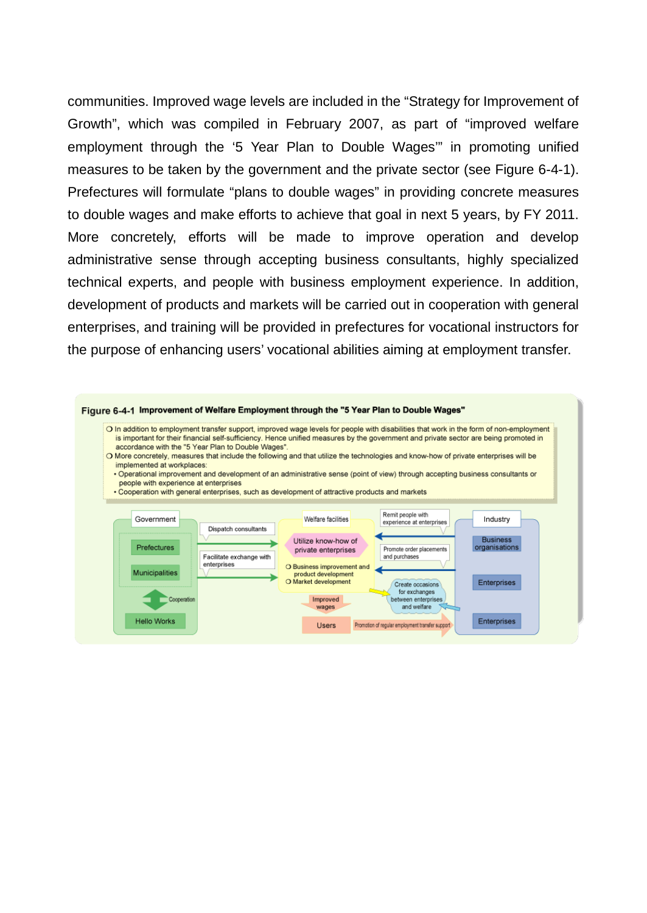communities. Improved wage levels are included in the "Strategy for Improvement of Growth", which was compiled in February 2007, as part of "improved welfare employment through the '5 Year Plan to Double Wages'" in promoting unified measures to be taken by the government and the private sector (see Figure 6-4-1). Prefectures will formulate "plans to double wages" in providing concrete measures to double wages and make efforts to achieve that goal in next 5 years, by FY 2011. More concretely, efforts will be made to improve operation and develop administrative sense through accepting business consultants, highly specialized technical experts, and people with business employment experience. In addition, development of products and markets will be carried out in cooperation with general enterprises, and training will be provided in prefectures for vocational instructors for the purpose of enhancing users' vocational abilities aiming at employment transfer.

**Figure 6-4-1 Improvement of Welfare Employment through the "5 Year Plan to Double Wages"**

- In addition to employment transfer support, improved wage levels for people with disabilities that work in the form of non-employment is important for their financial self-sufficiency. Hence unified measures by the government and private sector are being promoted in accordance with the "5 Year Plan to Double Wages".
- More concretely, measures that include the following and that utilize the technologies and know-how of private enterprises will be implemented at workplaces:
  - Operational improvement and development of an administrative sense (point of view) through accepting business consultants or people with experience at enterprises
  - Cooperation with general enterprises, such as development of attractive products and markets

Government
Prefectures
Municipalities
Cooperation
Hello Works
Dispatch consultants
Facilitate exchange with enterprises
Welfare facilities
Utilize know-how of private enterprises
Business improvement and product development
Market development
Improved wages
Users
Remit people with experience at enterprises
Promote order placements and purchases
Create occasions for exchanges between enterprises and welfare
Promotion of regular employment transfer support
Industry
Business organisations
Enterprises
Enterprises